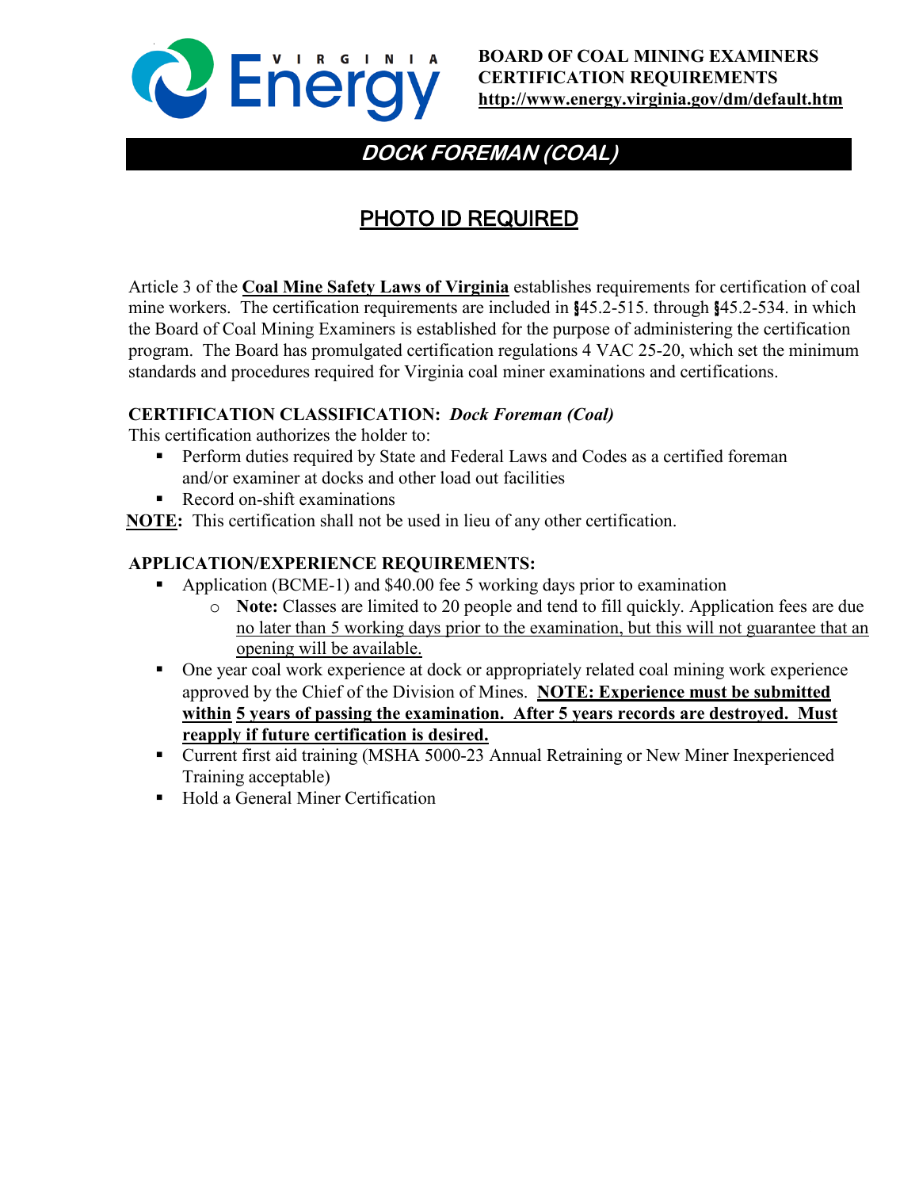**BOARD OF COAL MINING EXAMINERS**
**CERTIFICATION REQUIREMENTS**
**http://www.energy.virginia.gov/dm/default.htm**

# DOCK FOREMAN (COAL)

## PHOTO ID REQUIRED

Article 3 of the **Coal Mine Safety Laws of Virginia** establishes requirements for certification of coal mine workers. The certification requirements are included in §45.2-515. through §45.2-534. in which the Board of Coal Mining Examiners is established for the purpose of administering the certification program. The Board has promulgated certification regulations 4 VAC 25-20, which set the minimum standards and procedures required for Virginia coal miner examinations and certifications.

**CERTIFICATION CLASSIFICATION:** ***Dock Foreman (Coal)***

This certification authorizes the holder to:

- Perform duties required by State and Federal Laws and Codes as a certified foreman and/or examiner at docks and other load out facilities
- Record on-shift examinations

**NOTE:** This certification shall not be used in lieu of any other certification.

**APPLICATION/EXPERIENCE REQUIREMENTS:**

- Application (BCME-1) and $40.00 fee 5 working days prior to examination
  - **Note:** Classes are limited to 20 people and tend to fill quickly. Application fees are due no later than 5 working days prior to the examination, but this will not guarantee that an opening will be available.
- One year coal work experience at dock or appropriately related coal mining work experience approved by the Chief of the Division of Mines. **NOTE: Experience must be submitted within 5 years of passing the examination. After 5 years records are destroyed. Must reapply if future certification is desired.**
- Current first aid training (MSHA 5000-23 Annual Retraining or New Miner Inexperienced Training acceptable)
- Hold a General Miner Certification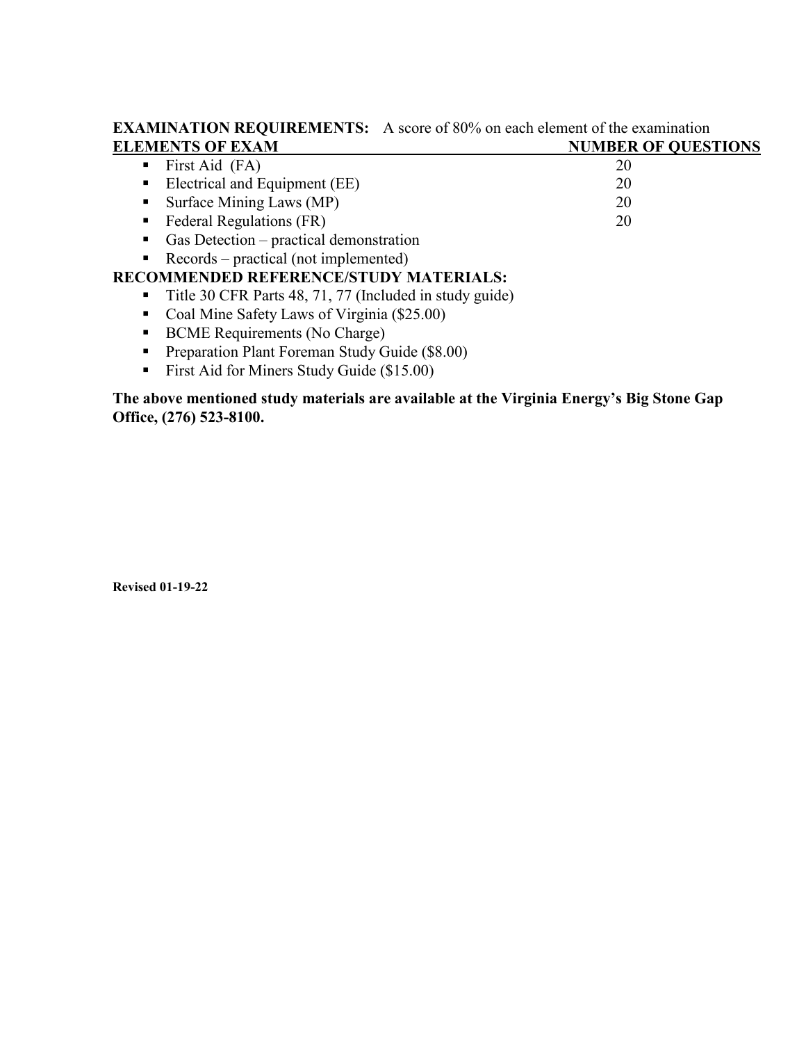**EXAMINATION REQUIREMENTS:** A score of 80% on each element of the examination

| ELEMENTS OF EXAM | NUMBER OF QUESTIONS |
| --- | --- |
| ▪ First Aid (FA) | 20 |
| ▪ Electrical and Equipment (EE) | 20 |
| ▪ Surface Mining Laws (MP) | 20 |
| ▪ Federal Regulations (FR) | 20 |
| ▪ Gas Detection – practical demonstration | |
| ▪ Records – practical (not implemented) | |

**RECOMMENDED REFERENCE/STUDY MATERIALS:**

- Title 30 CFR Parts 48, 71, 77 (Included in study guide)
- Coal Mine Safety Laws of Virginia ($25.00)
- BCME Requirements (No Charge)
- Preparation Plant Foreman Study Guide ($8.00)
- First Aid for Miners Study Guide ($15.00)

**The above mentioned study materials are available at the Virginia Energy's Big Stone Gap Office, (276) 523-8100.**

**Revised 01-19-22**